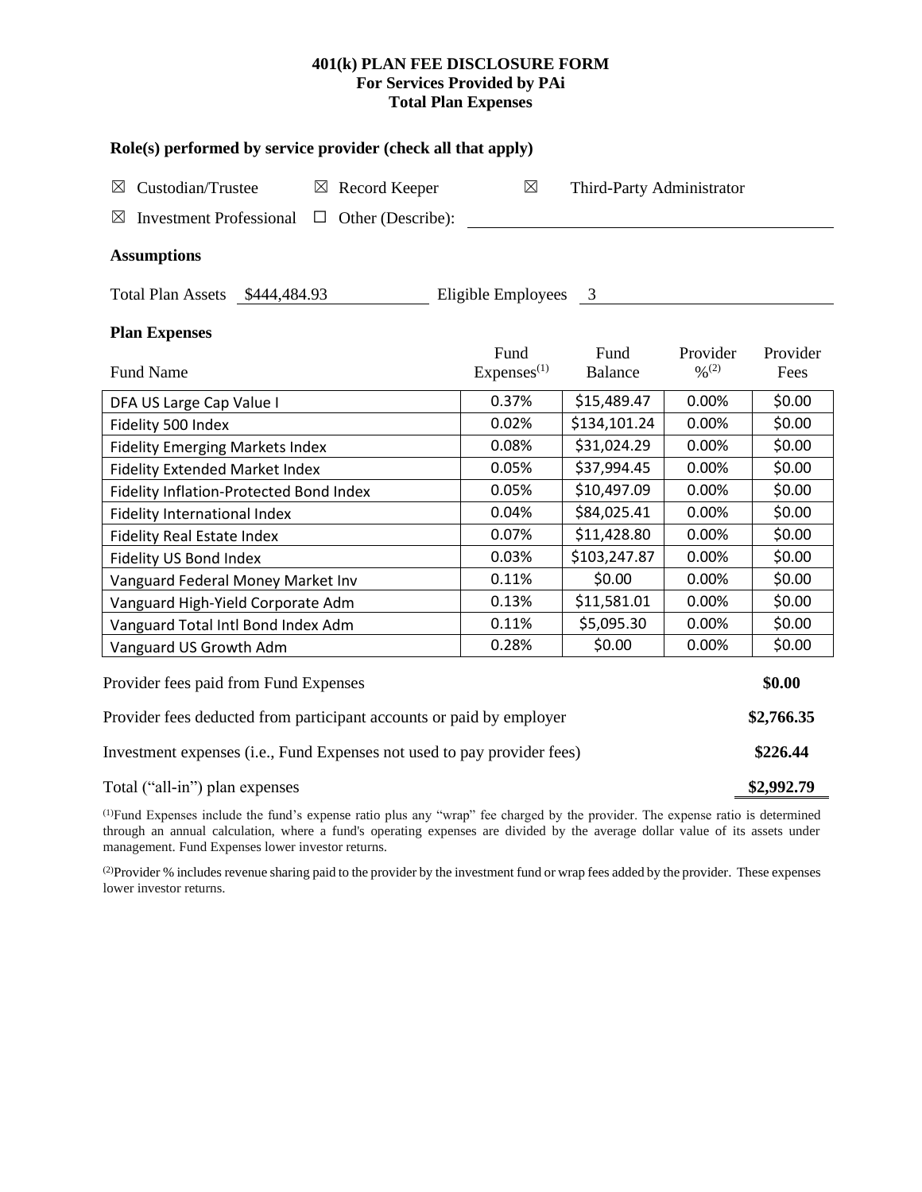# 401(k) PLAN FEE DISCLOSURE FORM
## For Services Provided by PAi
## Total Plan Expenses

### Role(s) performed by service provider (check all that apply)

☒ Custodian/Trustee ☒ Record Keeper ☒ Third-Party Administrator

☒ Investment Professional ☐ Other (Describe): ______

### Assumptions

Total Plan Assets $444,484.93 Eligible Employees 3

### Plan Expenses

| Fund Name | Fund Expenses[1] | Fund Balance | Provider %[2] | Provider Fees |
|---|---|---|---|---|
| DFA US Large Cap Value I | 0.37% | $15,489.47 | 0.00% | $0.00 |
| Fidelity 500 Index | 0.02% | $134,101.24 | 0.00% | $0.00 |
| Fidelity Emerging Markets Index | 0.08% | $31,024.29 | 0.00% | $0.00 |
| Fidelity Extended Market Index | 0.05% | $37,994.45 | 0.00% | $0.00 |
| Fidelity Inflation-Protected Bond Index | 0.05% | $10,497.09 | 0.00% | $0.00 |
| Fidelity International Index | 0.04% | $84,025.41 | 0.00% | $0.00 |
| Fidelity Real Estate Index | 0.07% | $11,428.80 | 0.00% | $0.00 |
| Fidelity US Bond Index | 0.03% | $103,247.87 | 0.00% | $0.00 |
| Vanguard Federal Money Market Inv | 0.11% | $0.00 | 0.00% | $0.00 |
| Vanguard High-Yield Corporate Adm | 0.13% | $11,581.01 | 0.00% | $0.00 |
| Vanguard Total Intl Bond Index Adm | 0.11% | $5,095.30 | 0.00% | $0.00 |
| Vanguard US Growth Adm | 0.28% | $0.00 | 0.00% | $0.00 |

| | |
|---|---|
| Provider fees paid from Fund Expenses | **$0.00** |
| Provider fees deducted from participant accounts or paid by employer | **$2,766.35** |
| Investment expenses (i.e., Fund Expenses not used to pay provider fees) | **$226.44** |
| Total ("all-in") plan expenses | **$2,992.79** |

[1]Fund Expenses include the fund's expense ratio plus any "wrap" fee charged by the provider. The expense ratio is determined through an annual calculation, where a fund's operating expenses are divided by the average dollar value of its assets under management. Fund Expenses lower investor returns.

[2]Provider % includes revenue sharing paid to the provider by the investment fund or wrap fees added by the provider. These expenses lower investor returns.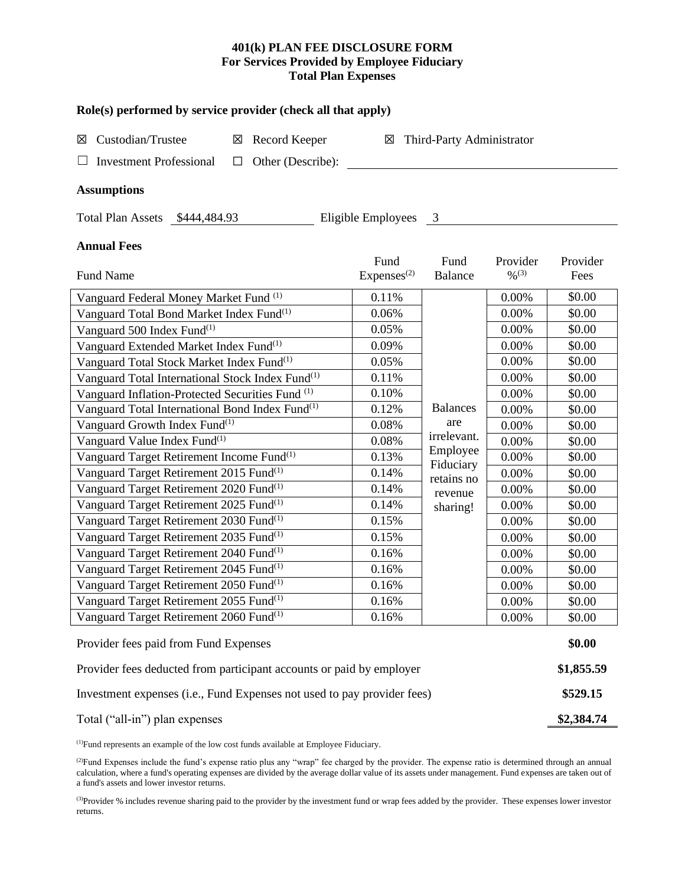# 401(k) PLAN FEE DISCLOSURE FORM
## For Services Provided by Employee Fiduciary
## Total Plan Expenses

### Role(s) performed by service provider (check all that apply)

☒ Custodian/Trustee ☒ Record Keeper ☒ Third-Party Administrator

☐ Investment Professional ☐ Other (Describe):

### Assumptions

Total Plan Assets $444,484.93 Eligible Employees 3

### Annual Fees

| Fund Name | Fund Expenses[2] | Fund Balance | Provider %[3] | Provider Fees |
|---|---|---|---|---|
| Vanguard Federal Money Market Fund [1] | 0.11% | Balances are irrelevant. Employee Fiduciary retains no revenue sharing! | 0.00% | $0.00 |
| Vanguard Total Bond Market Index Fund[1] | 0.06% | | 0.00% | $0.00 |
| Vanguard 500 Index Fund[1] | 0.05% | | 0.00% | $0.00 |
| Vanguard Extended Market Index Fund[1] | 0.09% | | 0.00% | $0.00 |
| Vanguard Total Stock Market Index Fund[1] | 0.05% | | 0.00% | $0.00 |
| Vanguard Total International Stock Index Fund[1] | 0.11% | | 0.00% | $0.00 |
| Vanguard Inflation-Protected Securities Fund [1] | 0.10% | | 0.00% | $0.00 |
| Vanguard Total International Bond Index Fund[1] | 0.12% | | 0.00% | $0.00 |
| Vanguard Growth Index Fund[1] | 0.08% | | 0.00% | $0.00 |
| Vanguard Value Index Fund[1] | 0.08% | | 0.00% | $0.00 |
| Vanguard Target Retirement Income Fund[1] | 0.13% | | 0.00% | $0.00 |
| Vanguard Target Retirement 2015 Fund[1] | 0.14% | | 0.00% | $0.00 |
| Vanguard Target Retirement 2020 Fund[1] | 0.14% | | 0.00% | $0.00 |
| Vanguard Target Retirement 2025 Fund[1] | 0.14% | | 0.00% | $0.00 |
| Vanguard Target Retirement 2030 Fund[1] | 0.15% | | 0.00% | $0.00 |
| Vanguard Target Retirement 2035 Fund[1] | 0.15% | | 0.00% | $0.00 |
| Vanguard Target Retirement 2040 Fund[1] | 0.16% | | 0.00% | $0.00 |
| Vanguard Target Retirement 2045 Fund[1] | 0.16% | | 0.00% | $0.00 |
| Vanguard Target Retirement 2050 Fund[1] | 0.16% | | 0.00% | $0.00 |
| Vanguard Target Retirement 2055 Fund[1] | 0.16% | | 0.00% | $0.00 |
| Vanguard Target Retirement 2060 Fund[1] | 0.16% | | 0.00% | $0.00 |

| | |
|---|---|
| Provider fees paid from Fund Expenses | **$0.00** |
| Provider fees deducted from participant accounts or paid by employer | **$1,855.59** |
| Investment expenses (i.e., Fund Expenses not used to pay provider fees) | **$529.15** |
| Total ("all-in") plan expenses | **$2,384.74** |

[1]Fund represents an example of the low cost funds available at Employee Fiduciary.

[2]Fund Expenses include the fund's expense ratio plus any "wrap" fee charged by the provider. The expense ratio is determined through an annual calculation, where a fund's operating expenses are divided by the average dollar value of its assets under management. Fund expenses are taken out of a fund's assets and lower investor returns.

[3]Provider % includes revenue sharing paid to the provider by the investment fund or wrap fees added by the provider. These expenses lower investor returns.